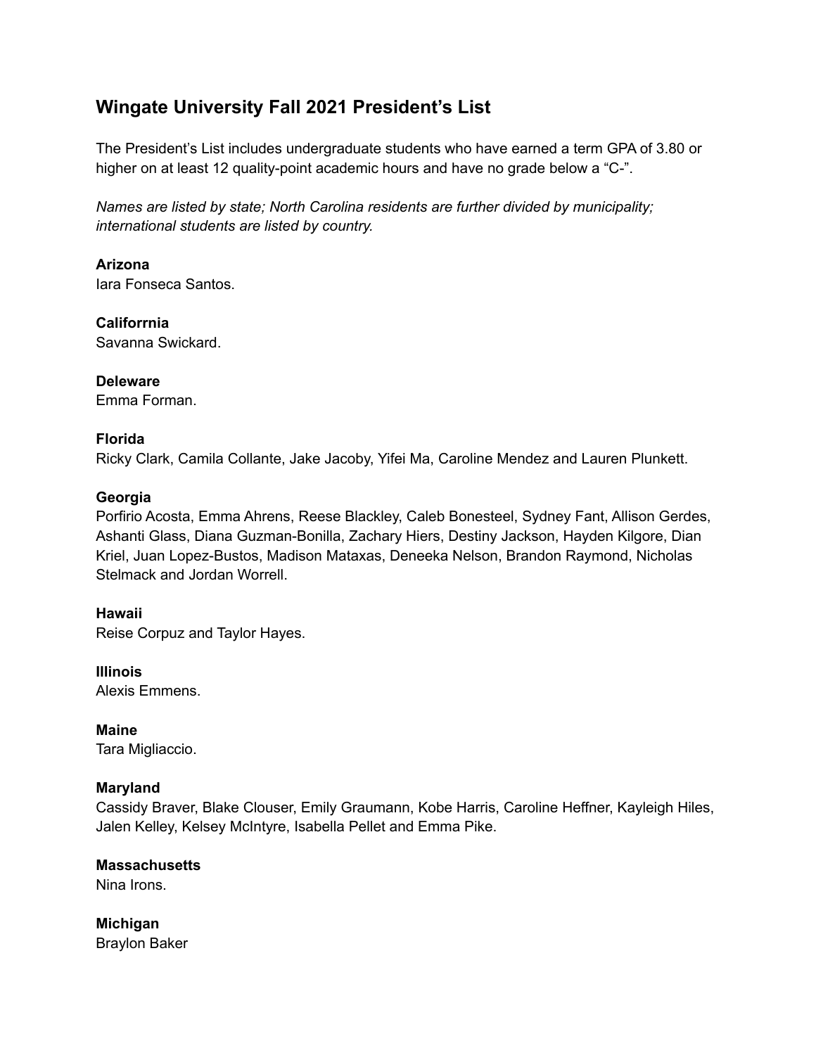# Wingate University Fall 2021 President's List

The President's List includes undergraduate students who have earned a term GPA of 3.80 or higher on at least 12 quality-point academic hours and have no grade below a "C-".

*Names are listed by state; North Carolina residents are further divided by municipality; international students are listed by country.*

**Arizona**
Iara Fonseca Santos.

**Califorrnia**
Savanna Swickard.

**Deleware**
Emma Forman.

**Florida**
Ricky Clark, Camila Collante, Jake Jacoby, Yifei Ma, Caroline Mendez and Lauren Plunkett.

**Georgia**
Porfirio Acosta, Emma Ahrens, Reese Blackley, Caleb Bonesteel, Sydney Fant, Allison Gerdes, Ashanti Glass, Diana Guzman-Bonilla, Zachary Hiers, Destiny Jackson, Hayden Kilgore, Dian Kriel, Juan Lopez-Bustos, Madison Mataxas, Deneeka Nelson, Brandon Raymond, Nicholas Stelmack and Jordan Worrell.

**Hawaii**
Reise Corpuz and Taylor Hayes.

**Illinois**
Alexis Emmens.

**Maine**
Tara Migliaccio.

**Maryland**
Cassidy Braver, Blake Clouser, Emily Graumann, Kobe Harris, Caroline Heffner, Kayleigh Hiles, Jalen Kelley, Kelsey McIntyre, Isabella Pellet and Emma Pike.

**Massachusetts**
Nina Irons.

**Michigan**
Braylon Baker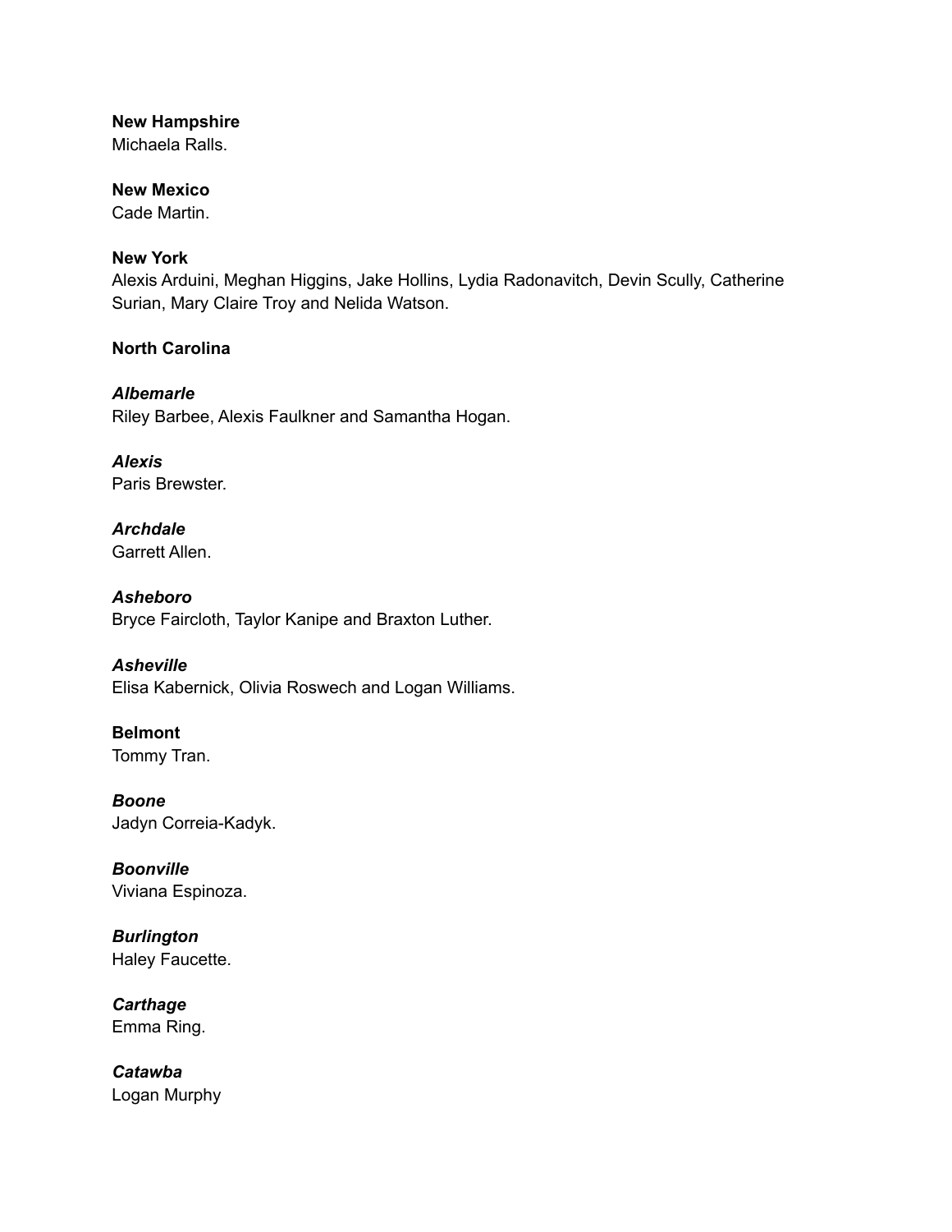**New Hampshire**
Michaela Ralls.

**New Mexico**
Cade Martin.

**New York**
Alexis Arduini, Meghan Higgins, Jake Hollins, Lydia Radonavitch, Devin Scully, Catherine Surian, Mary Claire Troy and Nelida Watson.

**North Carolina**

***Albemarle***
Riley Barbee, Alexis Faulkner and Samantha Hogan.

***Alexis***
Paris Brewster.

***Archdale***
Garrett Allen.

***Asheboro***
Bryce Faircloth, Taylor Kanipe and Braxton Luther.

***Asheville***
Elisa Kabernick, Olivia Roswech and Logan Williams.

**Belmont**
Tommy Tran.

***Boone***
Jadyn Correia-Kadyk.

***Boonville***
Viviana Espinoza.

***Burlington***
Haley Faucette.

***Carthage***
Emma Ring.

***Catawba***
Logan Murphy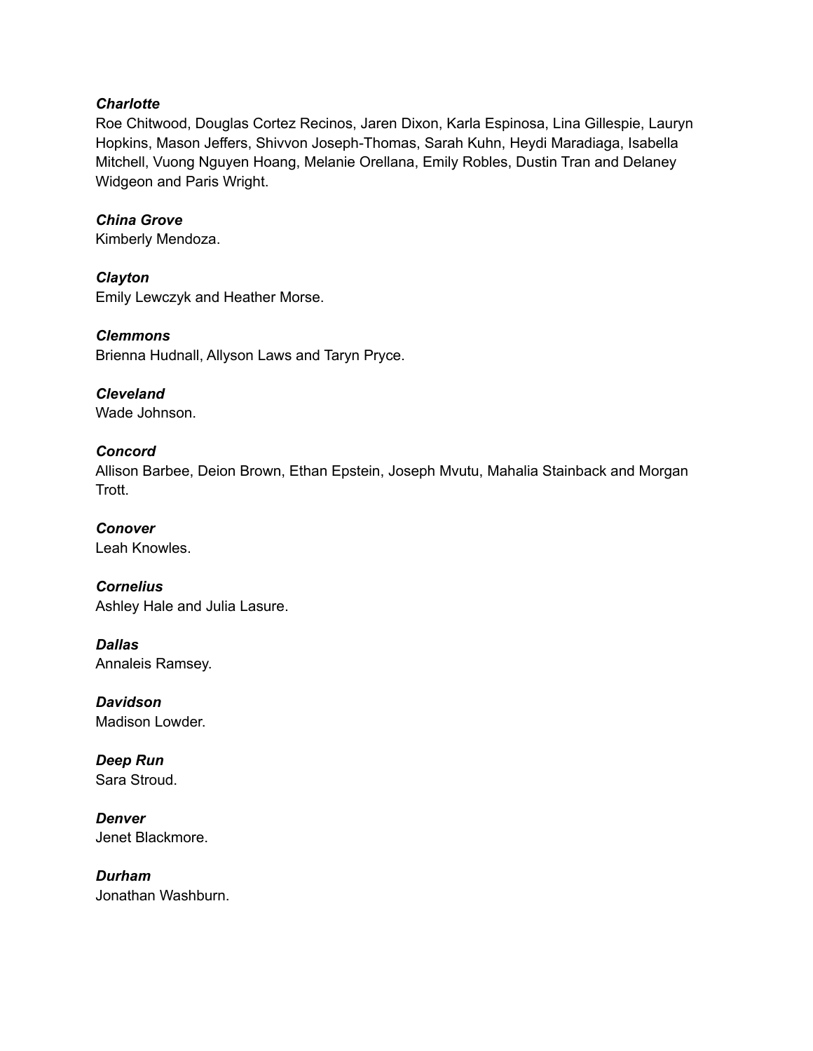***Charlotte***
Roe Chitwood, Douglas Cortez Recinos, Jaren Dixon, Karla Espinosa, Lina Gillespie, Lauryn Hopkins, Mason Jeffers, Shivvon Joseph-Thomas, Sarah Kuhn, Heydi Maradiaga, Isabella Mitchell, Vuong Nguyen Hoang, Melanie Orellana, Emily Robles, Dustin Tran and Delaney Widgeon and Paris Wright.

***China Grove***
Kimberly Mendoza.

***Clayton***
Emily Lewczyk and Heather Morse.

***Clemmons***
Brienna Hudnall, Allyson Laws and Taryn Pryce.

***Cleveland***
Wade Johnson.

***Concord***
Allison Barbee, Deion Brown, Ethan Epstein, Joseph Mvutu, Mahalia Stainback and Morgan Trott.

***Conover***
Leah Knowles.

***Cornelius***
Ashley Hale and Julia Lasure.

***Dallas***
Annaleis Ramsey.

***Davidson***
Madison Lowder.

***Deep Run***
Sara Stroud.

***Denver***
Jenet Blackmore.

***Durham***
Jonathan Washburn.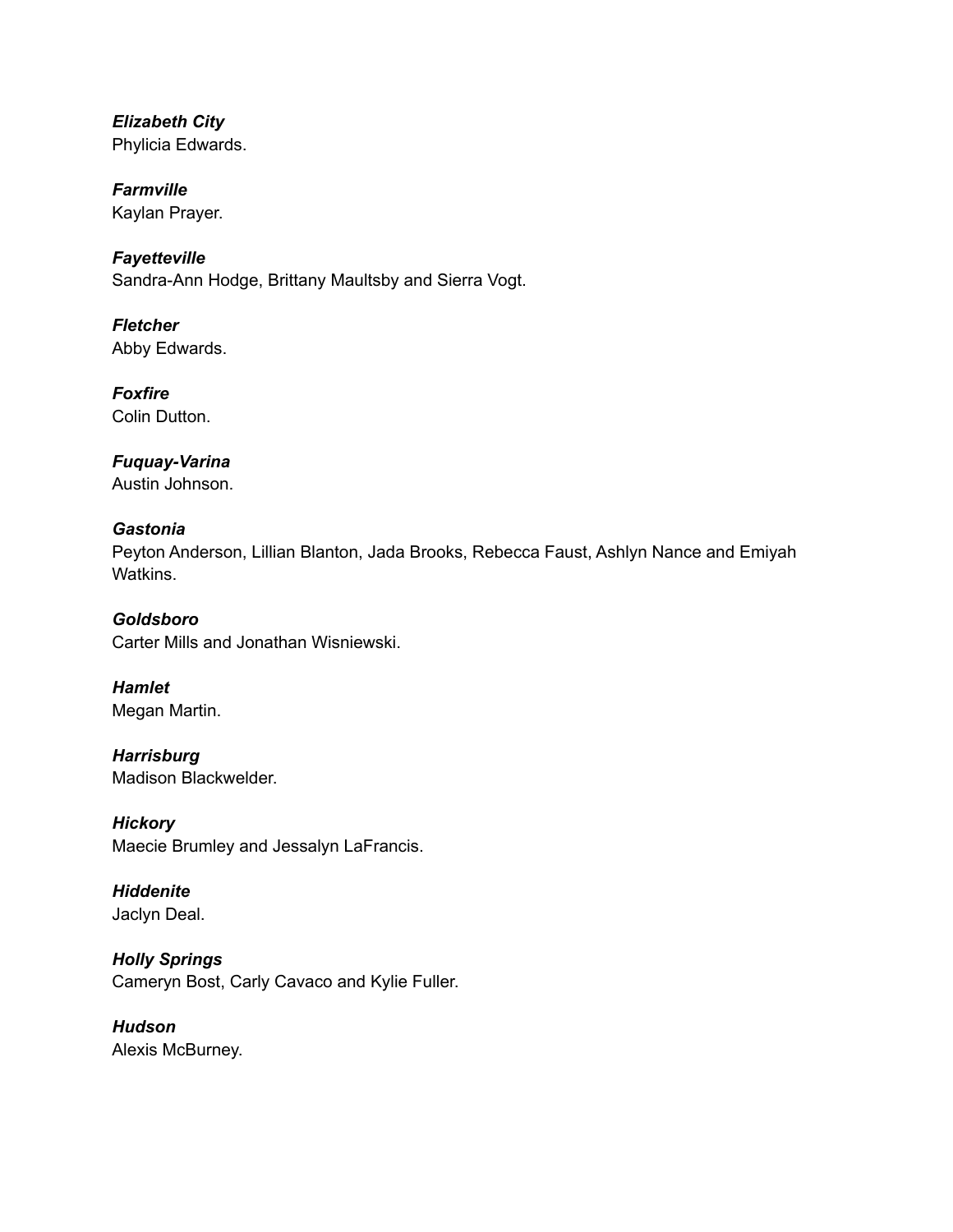***Elizabeth City***
Phylicia Edwards.

***Farmville***
Kaylan Prayer.

***Fayetteville***
Sandra-Ann Hodge, Brittany Maultsby and Sierra Vogt.

***Fletcher***
Abby Edwards.

***Foxfire***
Colin Dutton.

***Fuquay-Varina***
Austin Johnson.

***Gastonia***
Peyton Anderson, Lillian Blanton, Jada Brooks, Rebecca Faust, Ashlyn Nance and Emiyah Watkins.

***Goldsboro***
Carter Mills and Jonathan Wisniewski.

***Hamlet***
Megan Martin.

***Harrisburg***
Madison Blackwelder.

***Hickory***
Maecie Brumley and Jessalyn LaFrancis.

***Hiddenite***
Jaclyn Deal.

***Holly Springs***
Cameryn Bost, Carly Cavaco and Kylie Fuller.

***Hudson***
Alexis McBurney.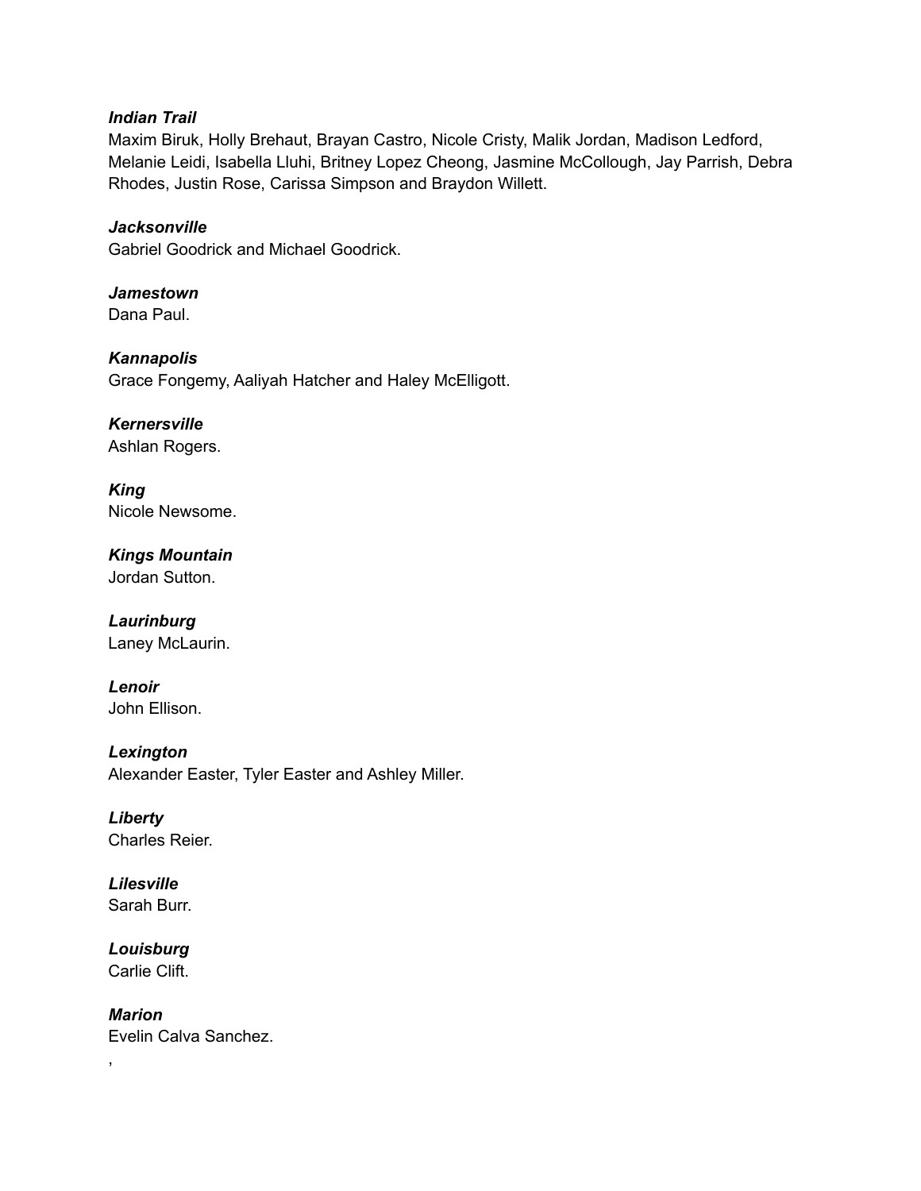***Indian Trail***
Maxim Biruk, Holly Brehaut, Brayan Castro, Nicole Cristy, Malik Jordan, Madison Ledford, Melanie Leidi, Isabella Lluhi, Britney Lopez Cheong, Jasmine McCollough, Jay Parrish, Debra Rhodes, Justin Rose, Carissa Simpson and Braydon Willett.

***Jacksonville***
Gabriel Goodrick and Michael Goodrick.

***Jamestown***
Dana Paul.

***Kannapolis***
Grace Fongemy, Aaliyah Hatcher and Haley McElligott.

***Kernersville***
Ashlan Rogers.

***King***
Nicole Newsome.

***Kings Mountain***
Jordan Sutton.

***Laurinburg***
Laney McLaurin.

***Lenoir***
John Ellison.

***Lexington***
Alexander Easter, Tyler Easter and Ashley Miller.

***Liberty***
Charles Reier.

***Lilesville***
Sarah Burr.

***Louisburg***
Carlie Clift.

***Marion***
Evelin Calva Sanchez.

,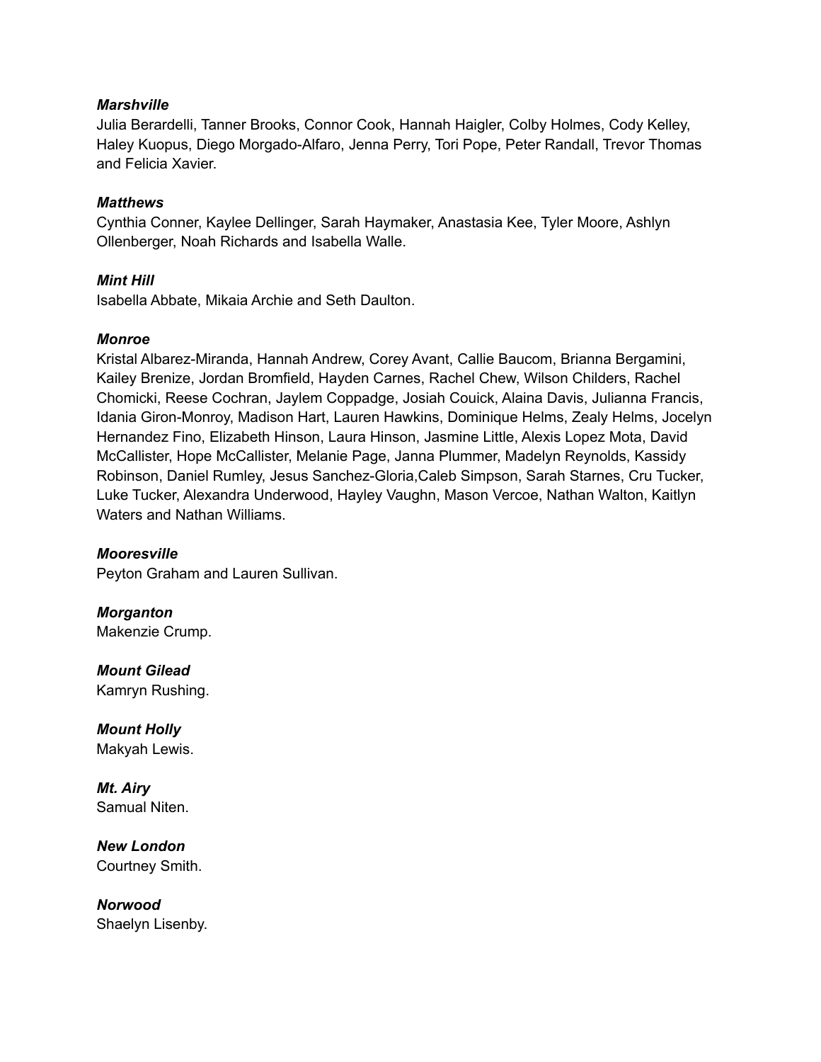***Marshville***

Julia Berardelli, Tanner Brooks, Connor Cook, Hannah Haigler, Colby Holmes, Cody Kelley, Haley Kuopus, Diego Morgado-Alfaro, Jenna Perry, Tori Pope, Peter Randall, Trevor Thomas and Felicia Xavier.

***Matthews***

Cynthia Conner, Kaylee Dellinger, Sarah Haymaker, Anastasia Kee, Tyler Moore, Ashlyn Ollenberger, Noah Richards and Isabella Walle.

***Mint Hill***

Isabella Abbate, Mikaia Archie and Seth Daulton.

***Monroe***

Kristal Albarez-Miranda, Hannah Andrew, Corey Avant, Callie Baucom, Brianna Bergamini, Kailey Brenize, Jordan Bromfield, Hayden Carnes, Rachel Chew, Wilson Childers, Rachel Chomicki, Reese Cochran, Jaylem Coppadge, Josiah Couick, Alaina Davis, Julianna Francis, Idania Giron-Monroy, Madison Hart, Lauren Hawkins, Dominique Helms, Zealy Helms, Jocelyn Hernandez Fino, Elizabeth Hinson, Laura Hinson, Jasmine Little, Alexis Lopez Mota, David McCallister, Hope McCallister, Melanie Page, Janna Plummer, Madelyn Reynolds, Kassidy Robinson, Daniel Rumley, Jesus Sanchez-Gloria,Caleb Simpson, Sarah Starnes, Cru Tucker, Luke Tucker, Alexandra Underwood, Hayley Vaughn, Mason Vercoe, Nathan Walton, Kaitlyn Waters and Nathan Williams.

***Mooresville***

Peyton Graham and Lauren Sullivan.

***Morganton***

Makenzie Crump.

***Mount Gilead***

Kamryn Rushing.

***Mount Holly***

Makyah Lewis.

***Mt. Airy***

Samual Niten.

***New London***

Courtney Smith.

***Norwood***

Shaelyn Lisenby.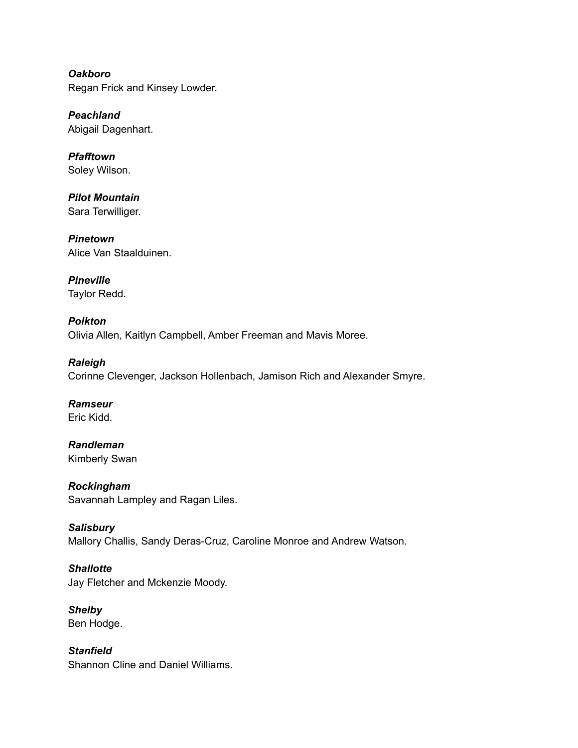***Oakboro***
Regan Frick and Kinsey Lowder.

***Peachland***
Abigail Dagenhart.

***Pfafftown***
Soley Wilson.

***Pilot Mountain***
Sara Terwilliger.

***Pinetown***
Alice Van Staalduinen.

***Pineville***
Taylor Redd.

***Polkton***
Olivia Allen, Kaitlyn Campbell, Amber Freeman and Mavis Moree.

***Raleigh***
Corinne Clevenger, Jackson Hollenbach, Jamison Rich and Alexander Smyre.

***Ramseur***
Eric Kidd.

***Randleman***
Kimberly Swan

***Rockingham***
Savannah Lampley and Ragan Liles.

***Salisbury***
Mallory Challis, Sandy Deras-Cruz, Caroline Monroe and Andrew Watson.

***Shallotte***
Jay Fletcher and Mckenzie Moody.

***Shelby***
Ben Hodge.

***Stanfield***
Shannon Cline and Daniel Williams.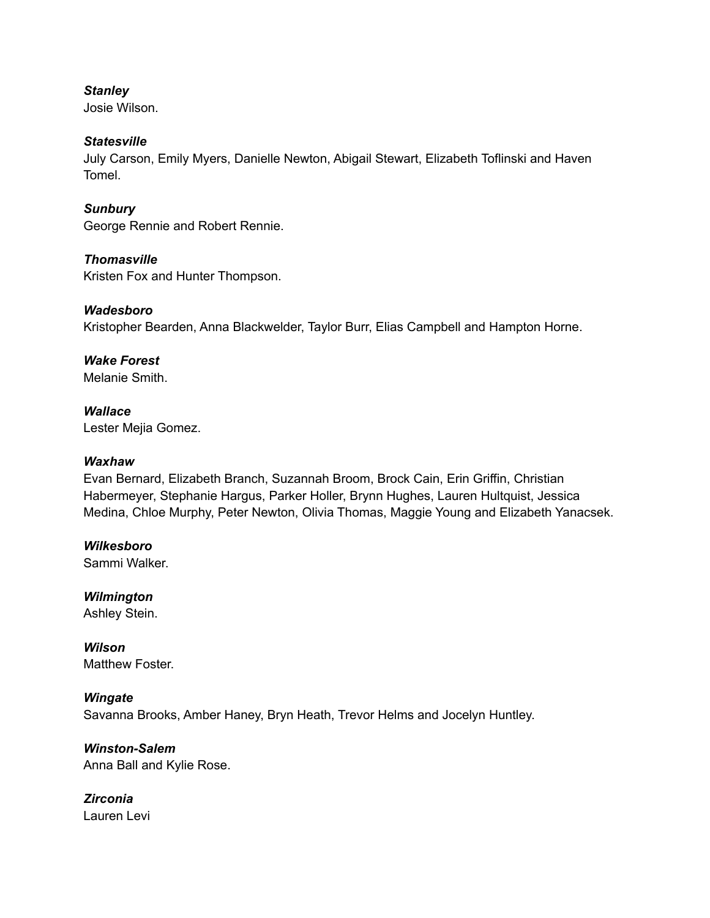***Stanley***
Josie Wilson.

***Statesville***
July Carson, Emily Myers, Danielle Newton, Abigail Stewart, Elizabeth Toflinski and Haven Tomel.

***Sunbury***
George Rennie and Robert Rennie.

***Thomasville***
Kristen Fox and Hunter Thompson.

***Wadesboro***
Kristopher Bearden, Anna Blackwelder, Taylor Burr, Elias Campbell and Hampton Horne.

***Wake Forest***
Melanie Smith.

***Wallace***
Lester Mejia Gomez.

***Waxhaw***
Evan Bernard, Elizabeth Branch, Suzannah Broom, Brock Cain, Erin Griffin, Christian Habermeyer, Stephanie Hargus, Parker Holler, Brynn Hughes, Lauren Hultquist, Jessica Medina, Chloe Murphy, Peter Newton, Olivia Thomas, Maggie Young and Elizabeth Yanacsek.

***Wilkesboro***
Sammi Walker.

***Wilmington***
Ashley Stein.

***Wilson***
Matthew Foster.

***Wingate***
Savanna Brooks, Amber Haney, Bryn Heath, Trevor Helms and Jocelyn Huntley.

***Winston-Salem***
Anna Ball and Kylie Rose.

***Zirconia***
Lauren Levi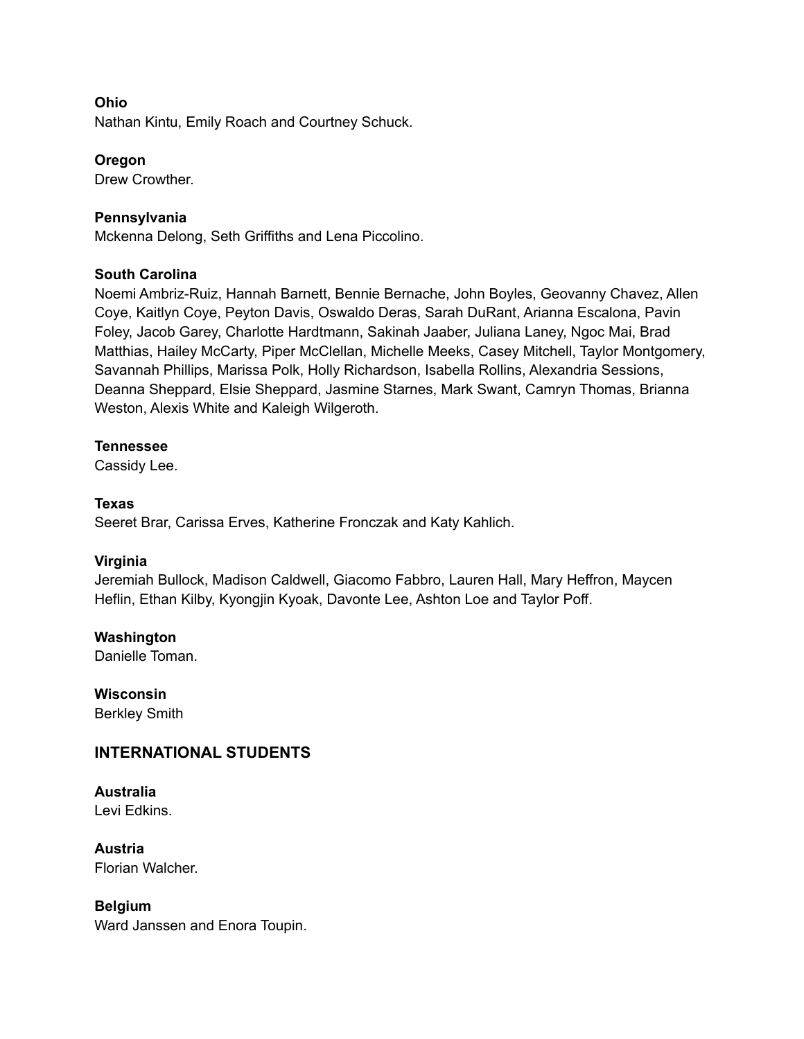**Ohio**
Nathan Kintu, Emily Roach and Courtney Schuck.

**Oregon**
Drew Crowther.

**Pennsylvania**
Mckenna Delong, Seth Griffiths and Lena Piccolino.

**South Carolina**
Noemi Ambriz-Ruiz, Hannah Barnett, Bennie Bernache, John Boyles, Geovanny Chavez, Allen Coye, Kaitlyn Coye, Peyton Davis, Oswaldo Deras, Sarah DuRant, Arianna Escalona, Pavin Foley, Jacob Garey, Charlotte Hardtmann, Sakinah Jaaber, Juliana Laney, Ngoc Mai, Brad Matthias, Hailey McCarty, Piper McClellan, Michelle Meeks, Casey Mitchell, Taylor Montgomery, Savannah Phillips, Marissa Polk, Holly Richardson, Isabella Rollins, Alexandria Sessions, Deanna Sheppard, Elsie Sheppard, Jasmine Starnes, Mark Swant, Camryn Thomas, Brianna Weston, Alexis White and Kaleigh Wilgeroth.

**Tennessee**
Cassidy Lee.

**Texas**
Seeret Brar, Carissa Erves, Katherine Fronczak and Katy Kahlich.

**Virginia**
Jeremiah Bullock, Madison Caldwell, Giacomo Fabbro, Lauren Hall, Mary Heffron, Maycen Heflin, Ethan Kilby, Kyongjin Kyoak, Davonte Lee, Ashton Loe and Taylor Poff.

**Washington**
Danielle Toman.

**Wisconsin**
Berkley Smith

## INTERNATIONAL STUDENTS

**Australia**
Levi Edkins.

**Austria**
Florian Walcher.

**Belgium**
Ward Janssen and Enora Toupin.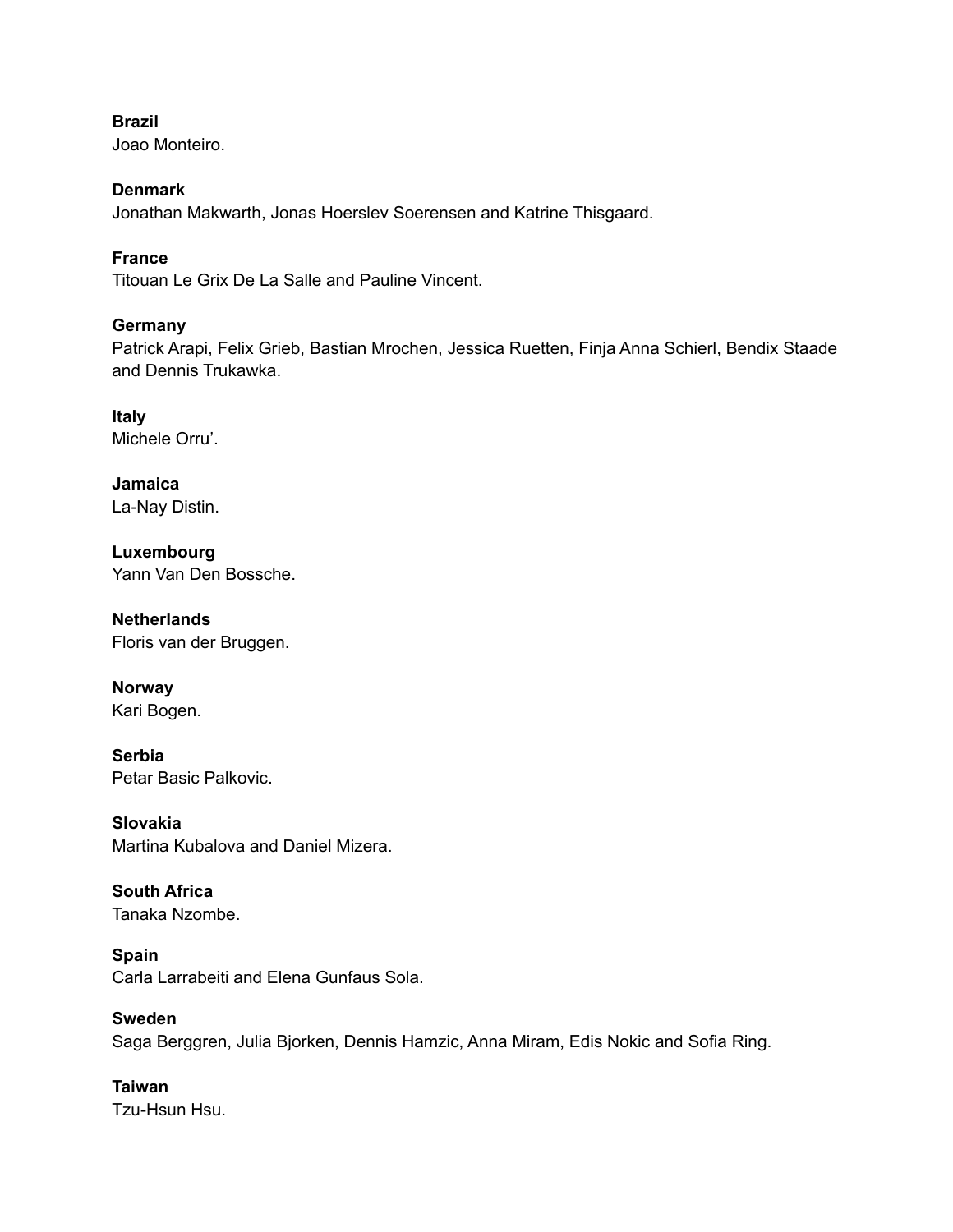**Brazil**
Joao Monteiro.

**Denmark**
Jonathan Makwarth, Jonas Hoerslev Soerensen and Katrine Thisgaard.

**France**
Titouan Le Grix De La Salle and Pauline Vincent.

**Germany**
Patrick Arapi, Felix Grieb, Bastian Mrochen, Jessica Ruetten, Finja Anna Schierl, Bendix Staade and Dennis Trukawka.

**Italy**
Michele Orru'.

**Jamaica**
La-Nay Distin.

**Luxembourg**
Yann Van Den Bossche.

**Netherlands**
Floris van der Bruggen.

**Norway**
Kari Bogen.

**Serbia**
Petar Basic Palkovic.

**Slovakia**
Martina Kubalova and Daniel Mizera.

**South Africa**
Tanaka Nzombe.

**Spain**
Carla Larrabeiti and Elena Gunfaus Sola.

**Sweden**
Saga Berggren, Julia Bjorken, Dennis Hamzic, Anna Miram, Edis Nokic and Sofia Ring.

**Taiwan**
Tzu-Hsun Hsu.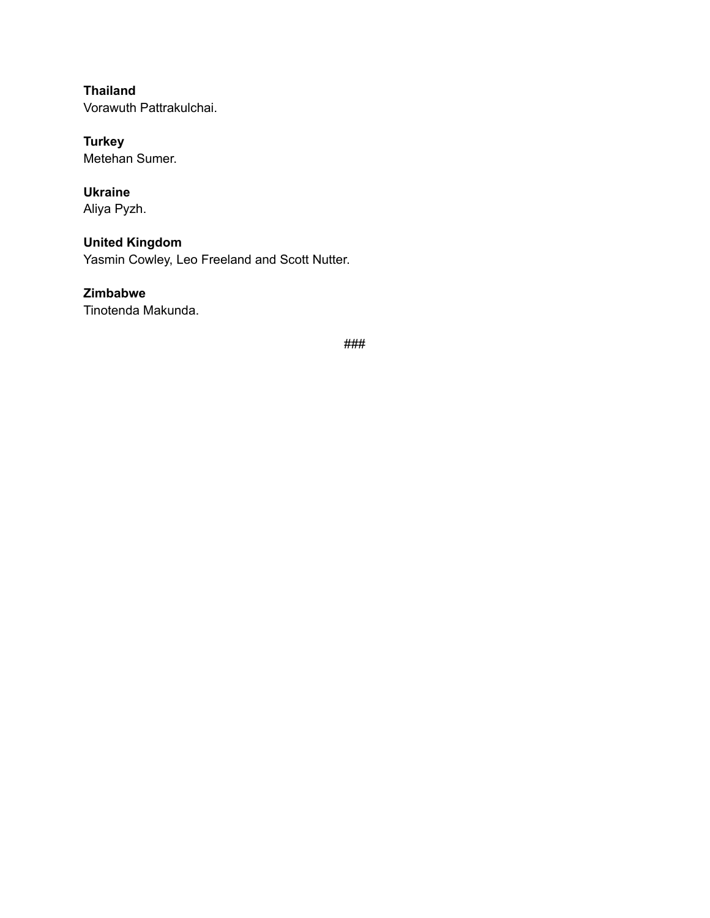**Thailand**
Vorawuth Pattrakulchai.

**Turkey**
Metehan Sumer.

**Ukraine**
Aliya Pyzh.

**United Kingdom**
Yasmin Cowley, Leo Freeland and Scott Nutter.

**Zimbabwe**
Tinotenda Makunda.

###